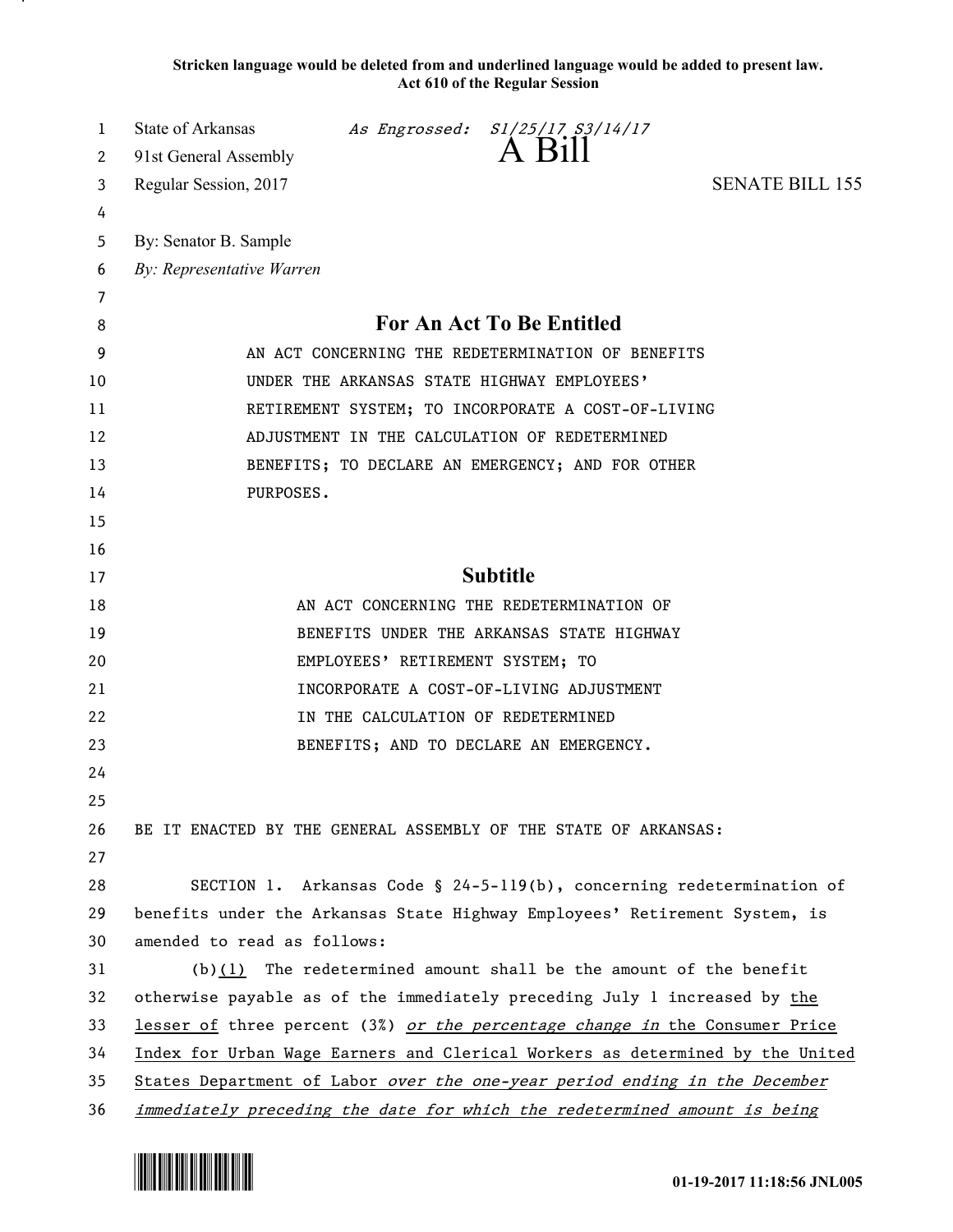**Stricken language would be deleted from and underlined language would be added to present law.**
**Act 610 of the Regular Session**

State of Arkansas *As Engrossed: S1/25/17 S3/14/17*
91st General Assembly

# A Bill

Regular Session, 2017 SENATE BILL 155

By: Senator B. Sample
*By: Representative Warren*

## For An Act To Be Entitled

AN ACT CONCERNING THE REDETERMINATION OF BENEFITS UNDER THE ARKANSAS STATE HIGHWAY EMPLOYEES' RETIREMENT SYSTEM; TO INCORPORATE A COST-OF-LIVING ADJUSTMENT IN THE CALCULATION OF REDETERMINED BENEFITS; TO DECLARE AN EMERGENCY; AND FOR OTHER PURPOSES.

## Subtitle

AN ACT CONCERNING THE REDETERMINATION OF BENEFITS UNDER THE ARKANSAS STATE HIGHWAY EMPLOYEES' RETIREMENT SYSTEM; TO INCORPORATE A COST-OF-LIVING ADJUSTMENT IN THE CALCULATION OF REDETERMINED BENEFITS; AND TO DECLARE AN EMERGENCY.

BE IT ENACTED BY THE GENERAL ASSEMBLY OF THE STATE OF ARKANSAS:

SECTION 1. Arkansas Code § 24-5-119(b), concerning redetermination of benefits under the Arkansas State Highway Employees' Retirement System, is amended to read as follows:

(b)<u>(1)</u> The redetermined amount shall be the amount of the benefit otherwise payable as of the immediately preceding July 1 increased by <u>the lesser of</u> three percent (3%) <u>*or the percentage change in* the Consumer Price Index for Urban Wage Earners and Clerical Workers as determined by the United States Department of Labor *over the one-year period ending in the December immediately preceding the date for which the redetermined amount is being*</u>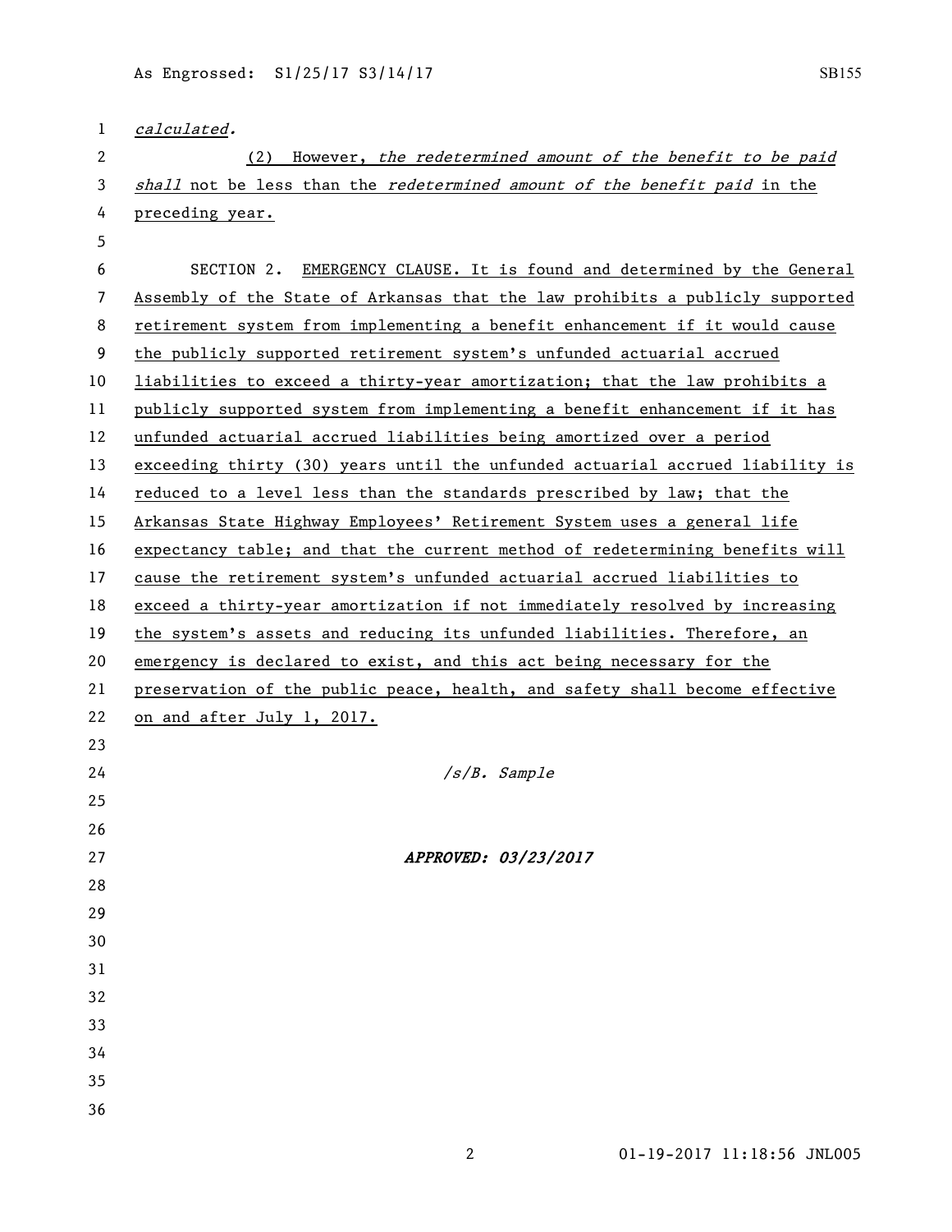*calculated.*

(2) However, *the redetermined amount of the benefit to be paid shall* not be less than the *redetermined amount of the benefit paid* in the preceding year.

SECTION 2. EMERGENCY CLAUSE. It is found and determined by the General Assembly of the State of Arkansas that the law prohibits a publicly supported retirement system from implementing a benefit enhancement if it would cause the publicly supported retirement system's unfunded actuarial accrued liabilities to exceed a thirty-year amortization; that the law prohibits a publicly supported system from implementing a benefit enhancement if it has unfunded actuarial accrued liabilities being amortized over a period exceeding thirty (30) years until the unfunded actuarial accrued liability is reduced to a level less than the standards prescribed by law; that the Arkansas State Highway Employees' Retirement System uses a general life expectancy table; and that the current method of redetermining benefits will cause the retirement system's unfunded actuarial accrued liabilities to exceed a thirty-year amortization if not immediately resolved by increasing the system's assets and reducing its unfunded liabilities. Therefore, an emergency is declared to exist, and this act being necessary for the preservation of the public peace, health, and safety shall become effective on and after July 1, 2017.

*/s/B. Sample*

***APPROVED: 03/23/2017***